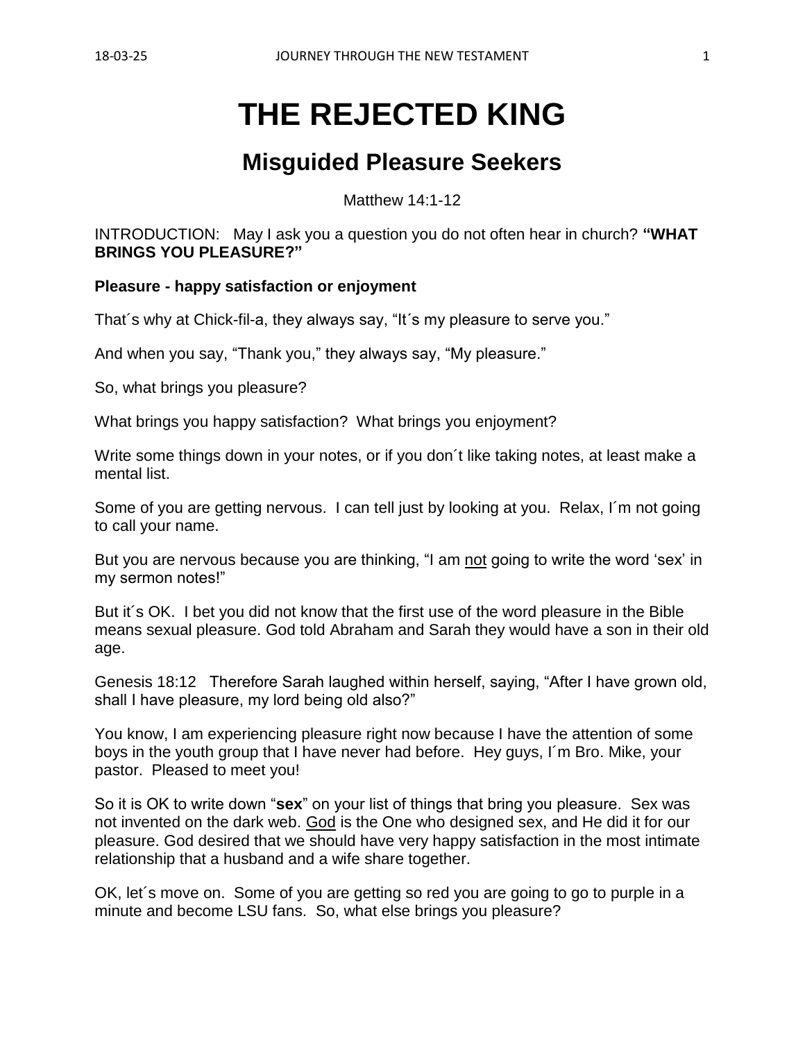# THE REJECTED KING

## Misguided Pleasure Seekers

Matthew 14:1-12

INTRODUCTION: May I ask you a question you do not often hear in church? **"WHAT BRINGS YOU PLEASURE?"**

**Pleasure - happy satisfaction or enjoyment**

That´s why at Chick-fil-a, they always say, "It´s my pleasure to serve you."

And when you say, "Thank you," they always say, "My pleasure."

So, what brings you pleasure?

What brings you happy satisfaction? What brings you enjoyment?

Write some things down in your notes, or if you don´t like taking notes, at least make a mental list.

Some of you are getting nervous. I can tell just by looking at you. Relax, I´m not going to call your name.

But you are nervous because you are thinking, "I am <u>not</u> going to write the word 'sex' in my sermon notes!"

But it´s OK. I bet you did not know that the first use of the word pleasure in the Bible means sexual pleasure. God told Abraham and Sarah they would have a son in their old age.

Genesis 18:12 Therefore Sarah laughed within herself, saying, "After I have grown old, shall I have pleasure, my lord being old also?"

You know, I am experiencing pleasure right now because I have the attention of some boys in the youth group that I have never had before. Hey guys, I´m Bro. Mike, your pastor. Pleased to meet you!

So it is OK to write down "**sex**" on your list of things that bring you pleasure. Sex was not invented on the dark web. <u>God</u> is the One who designed sex, and He did it for our pleasure. God desired that we should have very happy satisfaction in the most intimate relationship that a husband and a wife share together.

OK, let´s move on. Some of you are getting so red you are going to go to purple in a minute and become LSU fans. So, what else brings you pleasure?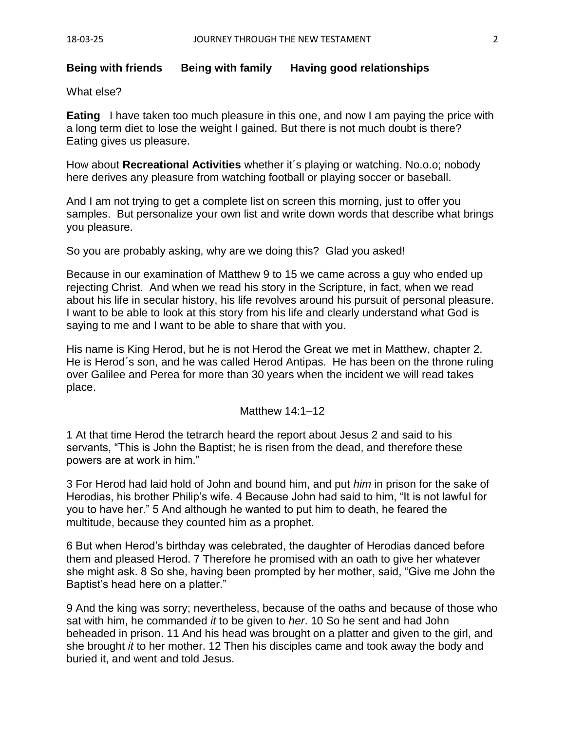**Being with friends  Being with family  Having good relationships**

What else?

**Eating** I have taken too much pleasure in this one, and now I am paying the price with a long term diet to lose the weight I gained. But there is not much doubt is there? Eating gives us pleasure.

How about **Recreational Activities** whether it´s playing or watching. No.o.o; nobody here derives any pleasure from watching football or playing soccer or baseball.

And I am not trying to get a complete list on screen this morning, just to offer you samples. But personalize your own list and write down words that describe what brings you pleasure.

So you are probably asking, why are we doing this? Glad you asked!

Because in our examination of Matthew 9 to 15 we came across a guy who ended up rejecting Christ. And when we read his story in the Scripture, in fact, when we read about his life in secular history, his life revolves around his pursuit of personal pleasure. I want to be able to look at this story from his life and clearly understand what God is saying to me and I want to be able to share that with you.

His name is King Herod, but he is not Herod the Great we met in Matthew, chapter 2. He is Herod´s son, and he was called Herod Antipas. He has been on the throne ruling over Galilee and Perea for more than 30 years when the incident we will read takes place.

Matthew 14:1–12

1 At that time Herod the tetrarch heard the report about Jesus 2 and said to his servants, "This is John the Baptist; he is risen from the dead, and therefore these powers are at work in him."

3 For Herod had laid hold of John and bound him, and put *him* in prison for the sake of Herodias, his brother Philip's wife. 4 Because John had said to him, "It is not lawful for you to have her." 5 And although he wanted to put him to death, he feared the multitude, because they counted him as a prophet.

6 But when Herod's birthday was celebrated, the daughter of Herodias danced before them and pleased Herod. 7 Therefore he promised with an oath to give her whatever she might ask. 8 So she, having been prompted by her mother, said, "Give me John the Baptist's head here on a platter."

9 And the king was sorry; nevertheless, because of the oaths and because of those who sat with him, he commanded *it* to be given to *her*. 10 So he sent and had John beheaded in prison. 11 And his head was brought on a platter and given to the girl, and she brought *it* to her mother. 12 Then his disciples came and took away the body and buried it, and went and told Jesus.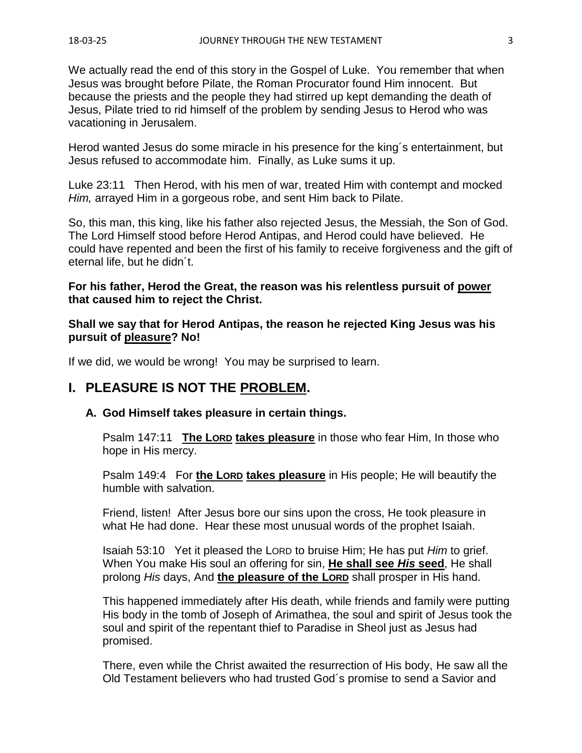We actually read the end of this story in the Gospel of Luke. You remember that when Jesus was brought before Pilate, the Roman Procurator found Him innocent. But because the priests and the people they had stirred up kept demanding the death of Jesus, Pilate tried to rid himself of the problem by sending Jesus to Herod who was vacationing in Jerusalem.

Herod wanted Jesus do some miracle in his presence for the king´s entertainment, but Jesus refused to accommodate him. Finally, as Luke sums it up.

Luke 23:11 Then Herod, with his men of war, treated Him with contempt and mocked *Him,* arrayed Him in a gorgeous robe, and sent Him back to Pilate.

So, this man, this king, like his father also rejected Jesus, the Messiah, the Son of God. The Lord Himself stood before Herod Antipas, and Herod could have believed. He could have repented and been the first of his family to receive forgiveness and the gift of eternal life, but he didn´t.

**For his father, Herod the Great, the reason was his relentless pursuit of power that caused him to reject the Christ.**

**Shall we say that for Herod Antipas, the reason he rejected King Jesus was his pursuit of pleasure? No!**

If we did, we would be wrong! You may be surprised to learn.

## I. PLEASURE IS NOT THE PROBLEM.

### A. God Himself takes pleasure in certain things.

Psalm 147:11 **The LORD takes pleasure** in those who fear Him, In those who hope in His mercy.

Psalm 149:4 For **the LORD takes pleasure** in His people; He will beautify the humble with salvation.

Friend, listen! After Jesus bore our sins upon the cross, He took pleasure in what He had done. Hear these most unusual words of the prophet Isaiah.

Isaiah 53:10 Yet it pleased the LORD to bruise Him; He has put *Him* to grief. When You make His soul an offering for sin, **He shall see *His* seed**, He shall prolong *His* days, And **the pleasure of the LORD** shall prosper in His hand.

This happened immediately after His death, while friends and family were putting His body in the tomb of Joseph of Arimathea, the soul and spirit of Jesus took the soul and spirit of the repentant thief to Paradise in Sheol just as Jesus had promised.

There, even while the Christ awaited the resurrection of His body, He saw all the Old Testament believers who had trusted God´s promise to send a Savior and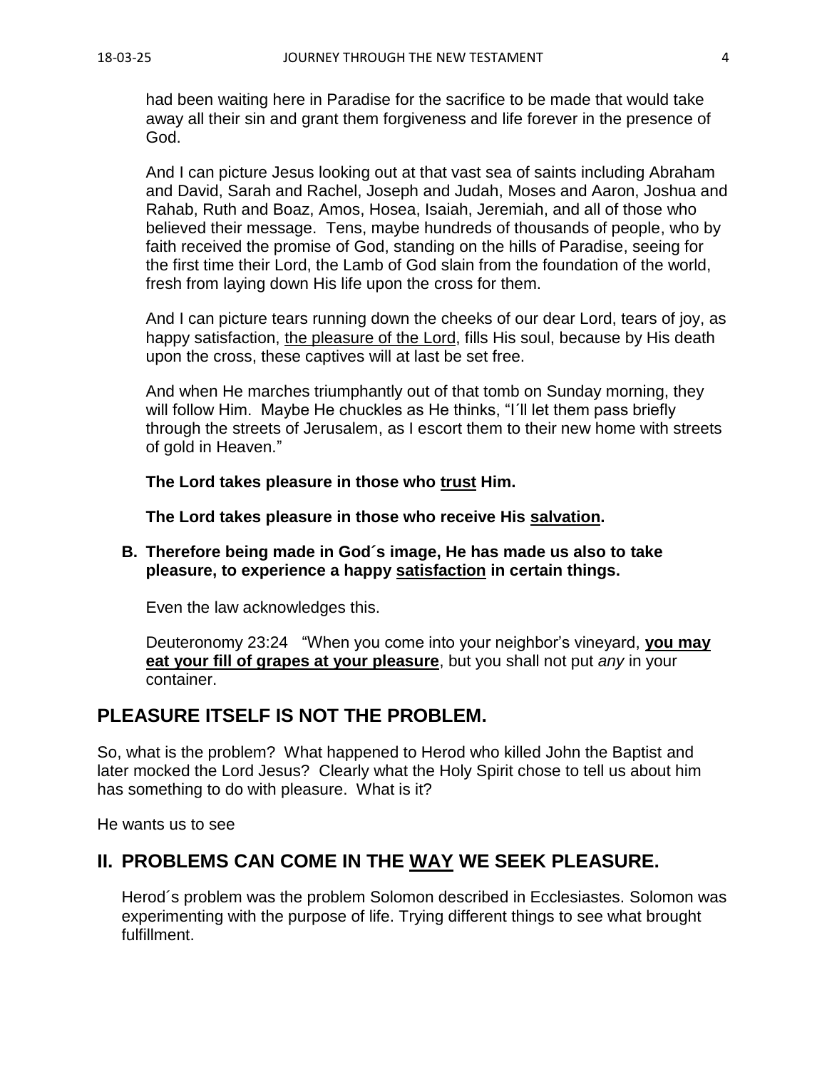had been waiting here in Paradise for the sacrifice to be made that would take away all their sin and grant them forgiveness and life forever in the presence of God.

And I can picture Jesus looking out at that vast sea of saints including Abraham and David, Sarah and Rachel, Joseph and Judah, Moses and Aaron, Joshua and Rahab, Ruth and Boaz, Amos, Hosea, Isaiah, Jeremiah, and all of those who believed their message. Tens, maybe hundreds of thousands of people, who by faith received the promise of God, standing on the hills of Paradise, seeing for the first time their Lord, the Lamb of God slain from the foundation of the world, fresh from laying down His life upon the cross for them.

And I can picture tears running down the cheeks of our dear Lord, tears of joy, as happy satisfaction, <u>the pleasure of the Lord</u>, fills His soul, because by His death upon the cross, these captives will at last be set free.

And when He marches triumphantly out of that tomb on Sunday morning, they will follow Him. Maybe He chuckles as He thinks, "I´ll let them pass briefly through the streets of Jerusalem, as I escort them to their new home with streets of gold in Heaven."

**The Lord takes pleasure in those who <u>trust</u> Him.**

**The Lord takes pleasure in those who receive His <u>salvation</u>.**

**B. Therefore being made in God´s image, He has made us also to take pleasure, to experience a happy <u>satisfaction</u> in certain things.**

Even the law acknowledges this.

Deuteronomy 23:24 "When you come into your neighbor's vineyard, **<u>you may eat your fill of grapes at your pleasure</u>**, but you shall not put *any* in your container.

## PLEASURE ITSELF IS NOT THE PROBLEM.

So, what is the problem? What happened to Herod who killed John the Baptist and later mocked the Lord Jesus? Clearly what the Holy Spirit chose to tell us about him has something to do with pleasure. What is it?

He wants us to see

## II. PROBLEMS CAN COME IN THE <u>WAY</u> WE SEEK PLEASURE.

Herod´s problem was the problem Solomon described in Ecclesiastes. Solomon was experimenting with the purpose of life. Trying different things to see what brought fulfillment.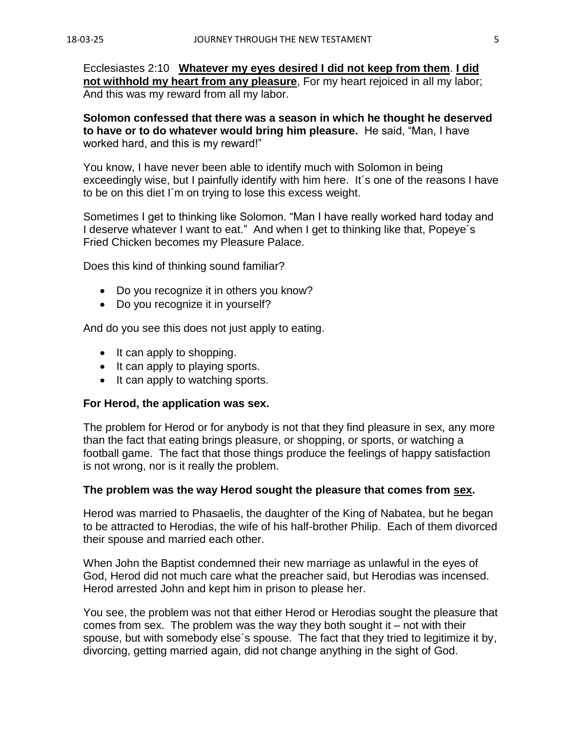Ecclesiastes 2:10 **<u>Whatever my eyes desired I did not keep from them</u>**. **<u>I did not withhold my heart from any pleasure</u>**, For my heart rejoiced in all my labor; And this was my reward from all my labor.

**Solomon confessed that there was a season in which he thought he deserved to have or to do whatever would bring him pleasure.** He said, "Man, I have worked hard, and this is my reward!"

You know, I have never been able to identify much with Solomon in being exceedingly wise, but I painfully identify with him here. It´s one of the reasons I have to be on this diet I´m on trying to lose this excess weight.

Sometimes I get to thinking like Solomon. "Man I have really worked hard today and I deserve whatever I want to eat." And when I get to thinking like that, Popeye´s Fried Chicken becomes my Pleasure Palace.

Does this kind of thinking sound familiar?

- Do you recognize it in others you know?
- Do you recognize it in yourself?

And do you see this does not just apply to eating.

- It can apply to shopping.
- It can apply to playing sports.
- It can apply to watching sports.

**For Herod, the application was sex.**

The problem for Herod or for anybody is not that they find pleasure in sex, any more than the fact that eating brings pleasure, or shopping, or sports, or watching a football game. The fact that those things produce the feelings of happy satisfaction is not wrong, nor is it really the problem.

**The problem was the way Herod sought the pleasure that comes from <u>sex</u>.**

Herod was married to Phasaelis, the daughter of the King of Nabatea, but he began to be attracted to Herodias, the wife of his half-brother Philip. Each of them divorced their spouse and married each other.

When John the Baptist condemned their new marriage as unlawful in the eyes of God, Herod did not much care what the preacher said, but Herodias was incensed. Herod arrested John and kept him in prison to please her.

You see, the problem was not that either Herod or Herodias sought the pleasure that comes from sex. The problem was the way they both sought it – not with their spouse, but with somebody else´s spouse. The fact that they tried to legitimize it by, divorcing, getting married again, did not change anything in the sight of God.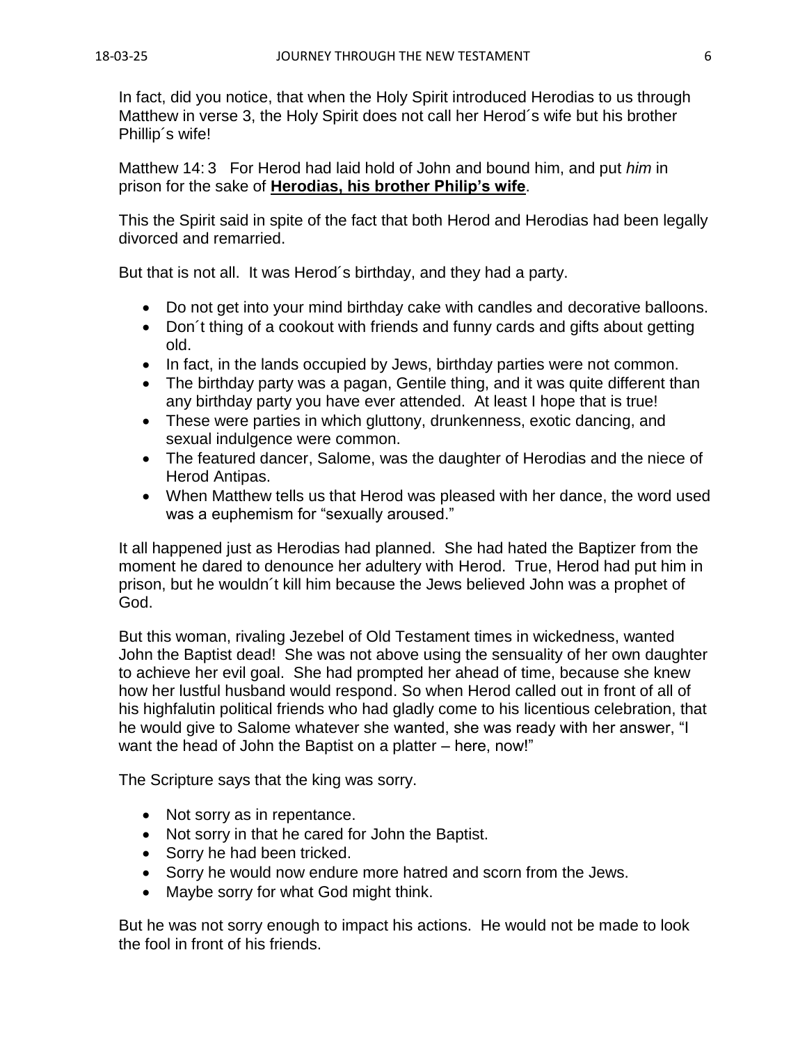In fact, did you notice, that when the Holy Spirit introduced Herodias to us through Matthew in verse 3, the Holy Spirit does not call her Herod´s wife but his brother Phillip´s wife!

Matthew 14: 3   For Herod had laid hold of John and bound him, and put *him* in prison for the sake of **Herodias, his brother Philip's wife**.

This the Spirit said in spite of the fact that both Herod and Herodias had been legally divorced and remarried.

But that is not all.  It was Herod´s birthday, and they had a party.

- Do not get into your mind birthday cake with candles and decorative balloons.
- Don´t thing of a cookout with friends and funny cards and gifts about getting old.
- In fact, in the lands occupied by Jews, birthday parties were not common.
- The birthday party was a pagan, Gentile thing, and it was quite different than any birthday party you have ever attended.  At least I hope that is true!
- These were parties in which gluttony, drunkenness, exotic dancing, and sexual indulgence were common.
- The featured dancer, Salome, was the daughter of Herodias and the niece of Herod Antipas.
- When Matthew tells us that Herod was pleased with her dance, the word used was a euphemism for "sexually aroused."

It all happened just as Herodias had planned.  She had hated the Baptizer from the moment he dared to denounce her adultery with Herod.  True, Herod had put him in prison, but he wouldn´t kill him because the Jews believed John was a prophet of God.

But this woman, rivaling Jezebel of Old Testament times in wickedness, wanted John the Baptist dead!  She was not above using the sensuality of her own daughter to achieve her evil goal.  She had prompted her ahead of time, because she knew how her lustful husband would respond. So when Herod called out in front of all of his highfalutin political friends who had gladly come to his licentious celebration, that he would give to Salome whatever she wanted, she was ready with her answer, "I want the head of John the Baptist on a platter – here, now!"

The Scripture says that the king was sorry.

- Not sorry as in repentance.
- Not sorry in that he cared for John the Baptist.
- Sorry he had been tricked.
- Sorry he would now endure more hatred and scorn from the Jews.
- Maybe sorry for what God might think.

But he was not sorry enough to impact his actions.  He would not be made to look the fool in front of his friends.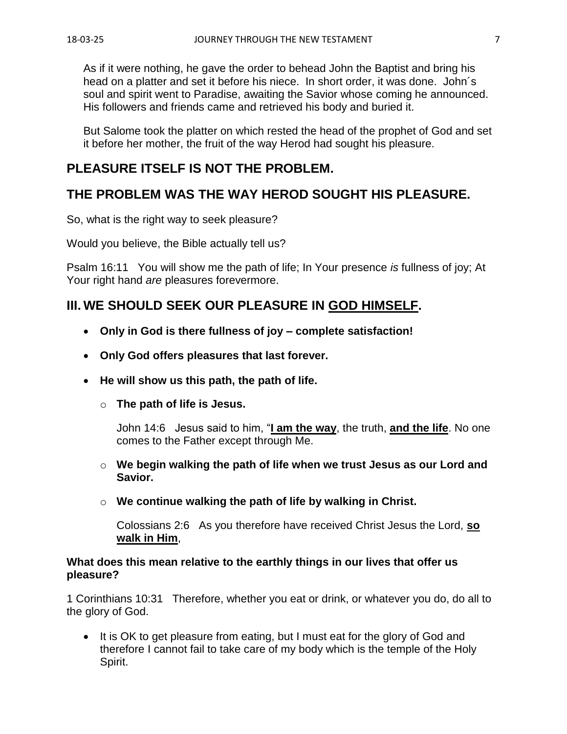As if it were nothing, he gave the order to behead John the Baptist and bring his head on a platter and set it before his niece. In short order, it was done. John´s soul and spirit went to Paradise, awaiting the Savior whose coming he announced. His followers and friends came and retrieved his body and buried it.

But Salome took the platter on which rested the head of the prophet of God and set it before her mother, the fruit of the way Herod had sought his pleasure.

## PLEASURE ITSELF IS NOT THE PROBLEM.

## THE PROBLEM WAS THE WAY HEROD SOUGHT HIS PLEASURE.

So, what is the right way to seek pleasure?

Would you believe, the Bible actually tell us?

Psalm 16:11 You will show me the path of life; In Your presence *is* fullness of joy; At Your right hand *are* pleasures forevermore.

## III. WE SHOULD SEEK OUR PLEASURE IN <u>GOD HIMSELF</u>.

- **Only in God is there fullness of joy – complete satisfaction!**
- **Only God offers pleasures that last forever.**
- **He will show us this path, the path of life.**
  - **The path of life is Jesus.**

    John 14:6 Jesus said to him, "**<u>I am the way</u>**, the truth, **<u>and the life</u>**. No one comes to the Father except through Me.

  - **We begin walking the path of life when we trust Jesus as our Lord and Savior.**
  - **We continue walking the path of life by walking in Christ.**

    Colossians 2:6 As you therefore have received Christ Jesus the Lord, **<u>so walk in Him</u>**,

**What does this mean relative to the earthly things in our lives that offer us pleasure?**

1 Corinthians 10:31 Therefore, whether you eat or drink, or whatever you do, do all to the glory of God.

- It is OK to get pleasure from eating, but I must eat for the glory of God and therefore I cannot fail to take care of my body which is the temple of the Holy Spirit.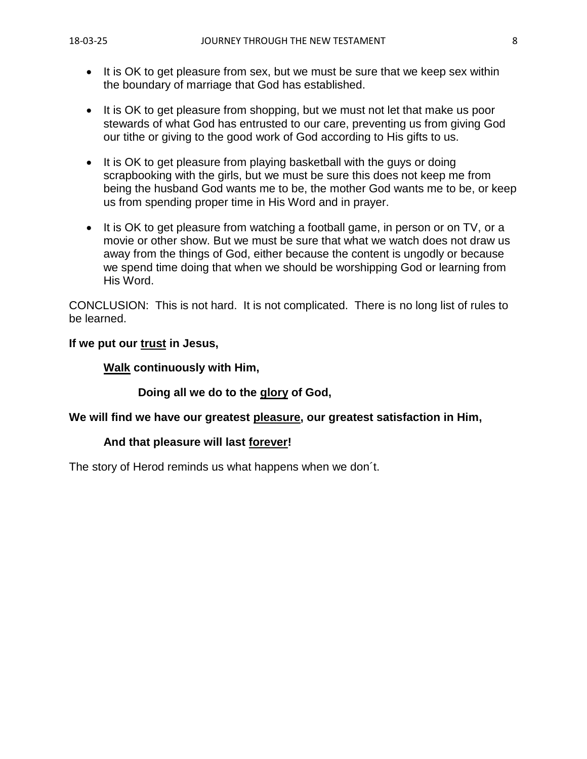- It is OK to get pleasure from sex, but we must be sure that we keep sex within the boundary of marriage that God has established.

- It is OK to get pleasure from shopping, but we must not let that make us poor stewards of what God has entrusted to our care, preventing us from giving God our tithe or giving to the good work of God according to His gifts to us.

- It is OK to get pleasure from playing basketball with the guys or doing scrapbooking with the girls, but we must be sure this does not keep me from being the husband God wants me to be, the mother God wants me to be, or keep us from spending proper time in His Word and in prayer.

- It is OK to get pleasure from watching a football game, in person or on TV, or a movie or other show. But we must be sure that what we watch does not draw us away from the things of God, either because the content is ungodly or because we spend time doing that when we should be worshipping God or learning from His Word.

CONCLUSION: This is not hard. It is not complicated. There is no long list of rules to be learned.

**If we put our <u>trust</u> in Jesus,**

**<u>Walk</u> continuously with Him,**

**Doing all we do to the <u>glory</u> of God,**

**We will find we have our greatest <u>pleasure</u>, our greatest satisfaction in Him,**

**And that pleasure will last <u>forever</u>!**

The story of Herod reminds us what happens when we don´t.